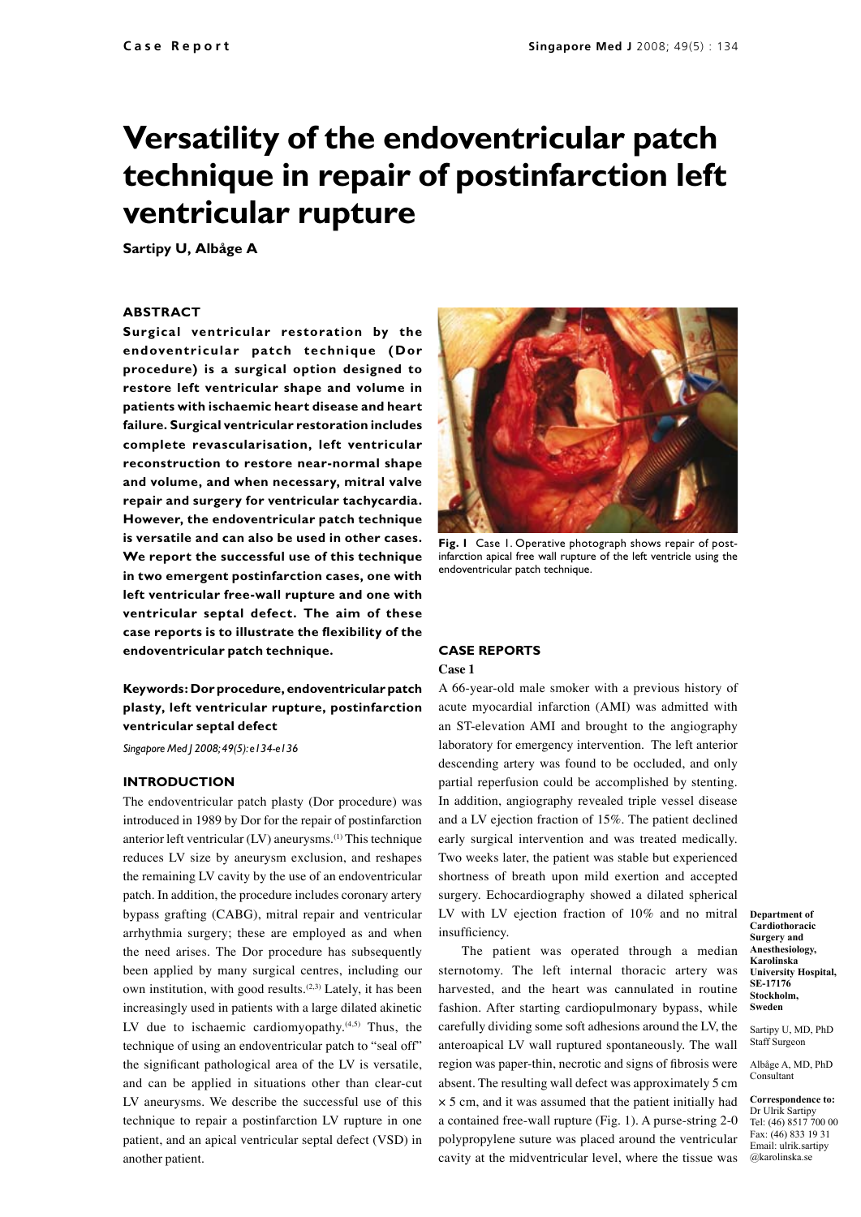# Versatility of the endoventricular patch technique in repair of postinfarction left ventricular rupture

**Sartipy U, Albåge A**

## ABSTRACT

**Surgical ventricular restoration by the endoventricular patch technique (Dor procedure) is a surgical option designed to restore left ventricular shape and volume in patients with ischaemic heart disease and heart failure. Surgical ventricular restoration includes complete revascularisation, left ventricular reconstruction to restore near-normal shape and volume, and when necessary, mitral valve repair and surgery for ventricular tachycardia. However, the endoventricular patch technique is versatile and can also be used in other cases. We report the successful use of this technique in two emergent postinfarction cases, one with left ventricular free-wall rupture and one with ventricular septal defect. The aim of these case reports is to illustrate the flexibility of the endoventricular patch technique.**

**Keywords: Dor procedure, endoventricular patch plasty, left ventricular rupture, postinfarction ventricular septal defect**

*Singapore Med J 2008; 49(5): e134-e136*

## INTRODUCTION

The endoventricular patch plasty (Dor procedure) was introduced in 1989 by Dor for the repair of postinfarction anterior left ventricular (LV) aneurysms.[1] This technique reduces LV size by aneurysm exclusion, and reshapes the remaining LV cavity by the use of an endoventricular patch. In addition, the procedure includes coronary artery bypass grafting (CABG), mitral repair and ventricular arrhythmia surgery; these are employed as and when the need arises. The Dor procedure has subsequently been applied by many surgical centres, including our own institution, with good results.[2,3] Lately, it has been increasingly used in patients with a large dilated akinetic LV due to ischaemic cardiomyopathy.[4,5] Thus, the technique of using an endoventricular patch to "seal off" the significant pathological area of the LV is versatile, and can be applied in situations other than clear-cut LV aneurysms. We describe the successful use of this technique to repair a postinfarction LV rupture in one patient, and an apical ventricular septal defect (VSD) in another patient.

**Fig. 1** Case 1. Operative photograph shows repair of postinfarction apical free wall rupture of the left ventricle using the endoventricular patch technique.

## CASE REPORTS

### Case 1

A 66-year-old male smoker with a previous history of acute myocardial infarction (AMI) was admitted with an ST-elevation AMI and brought to the angiography laboratory for emergency intervention. The left anterior descending artery was found to be occluded, and only partial reperfusion could be accomplished by stenting. In addition, angiography revealed triple vessel disease and a LV ejection fraction of 15%. The patient declined early surgical intervention and was treated medically. Two weeks later, the patient was stable but experienced shortness of breath upon mild exertion and accepted surgery. Echocardiography showed a dilated spherical LV with LV ejection fraction of 10% and no mitral insufficiency.

The patient was operated through a median sternotomy. The left internal thoracic artery was harvested, and the heart was cannulated in routine fashion. After starting cardiopulmonary bypass, while carefully dividing some soft adhesions around the LV, the anteroapical LV wall ruptured spontaneously. The wall region was paper-thin, necrotic and signs of fibrosis were absent. The resulting wall defect was approximately 5 cm × 5 cm, and it was assumed that the patient initially had a contained free-wall rupture (Fig. 1). A purse-string 2-0 polypropylene suture was placed around the ventricular cavity at the midventricular level, where the tissue was

Department of Cardiothoracic Surgery and Anesthesiology, Karolinska University Hospital, SE-17176 Stockholm, Sweden

Sartipy U, MD, PhD
Staff Surgeon

Albåge A, MD, PhD
Consultant

**Correspondence to:** Dr Ulrik Sartipy
Tel: (46) 8517 700 00
Fax: (46) 833 19 31
Email: ulrik.sartipy@karolinska.se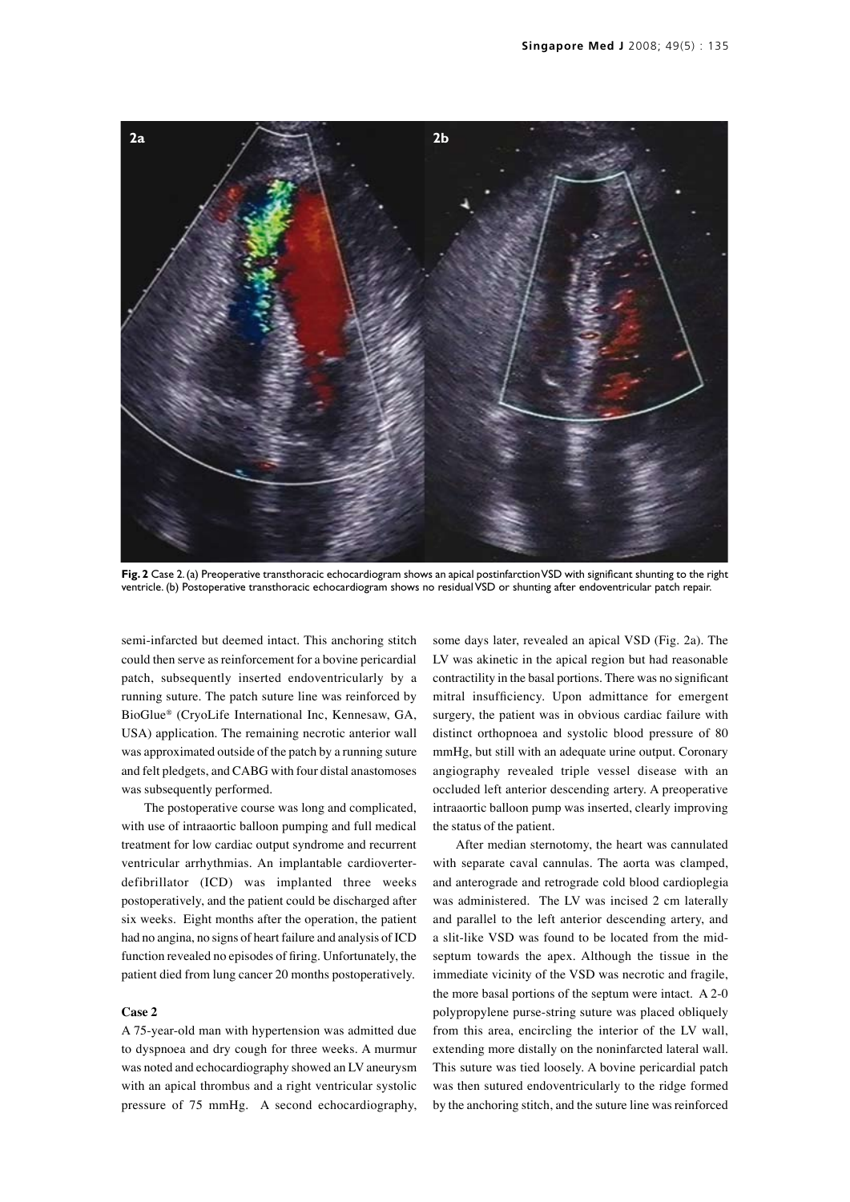Fig. 2 Case 2. (a) Preoperative transthoracic echocardiogram shows an apical postinfarction VSD with significant shunting to the right ventricle. (b) Postoperative transthoracic echocardiogram shows no residual VSD or shunting after endoventricular patch repair.

semi-infarcted but deemed intact. This anchoring stitch could then serve as reinforcement for a bovine pericardial patch, subsequently inserted endoventricularly by a running suture. The patch suture line was reinforced by BioGlue® (CryoLife International Inc, Kennesaw, GA, USA) application. The remaining necrotic anterior wall was approximated outside of the patch by a running suture and felt pledgets, and CABG with four distal anastomoses was subsequently performed.

The postoperative course was long and complicated, with use of intraaortic balloon pumping and full medical treatment for low cardiac output syndrome and recurrent ventricular arrhythmias. An implantable cardioverter-defibrillator (ICD) was implanted three weeks postoperatively, and the patient could be discharged after six weeks. Eight months after the operation, the patient had no angina, no signs of heart failure and analysis of ICD function revealed no episodes of firing. Unfortunately, the patient died from lung cancer 20 months postoperatively.

### Case 2

A 75-year-old man with hypertension was admitted due to dyspnoea and dry cough for three weeks. A murmur was noted and echocardiography showed an LV aneurysm with an apical thrombus and a right ventricular systolic pressure of 75 mmHg. A second echocardiography, some days later, revealed an apical VSD (Fig. 2a). The LV was akinetic in the apical region but had reasonable contractility in the basal portions. There was no significant mitral insufficiency. Upon admittance for emergent surgery, the patient was in obvious cardiac failure with distinct orthopnoea and systolic blood pressure of 80 mmHg, but still with an adequate urine output. Coronary angiography revealed triple vessel disease with an occluded left anterior descending artery. A preoperative intraaortic balloon pump was inserted, clearly improving the status of the patient.

After median sternotomy, the heart was cannulated with separate caval cannulas. The aorta was clamped, and anterograde and retrograde cold blood cardioplegia was administered. The LV was incised 2 cm laterally and parallel to the left anterior descending artery, and a slit-like VSD was found to be located from the mid-septum towards the apex. Although the tissue in the immediate vicinity of the VSD was necrotic and fragile, the more basal portions of the septum were intact. A 2-0 polypropylene purse-string suture was placed obliquely from this area, encircling the interior of the LV wall, extending more distally on the noninfarcted lateral wall. This suture was tied loosely. A bovine pericardial patch was then sutured endoventricularly to the ridge formed by the anchoring stitch, and the suture line was reinforced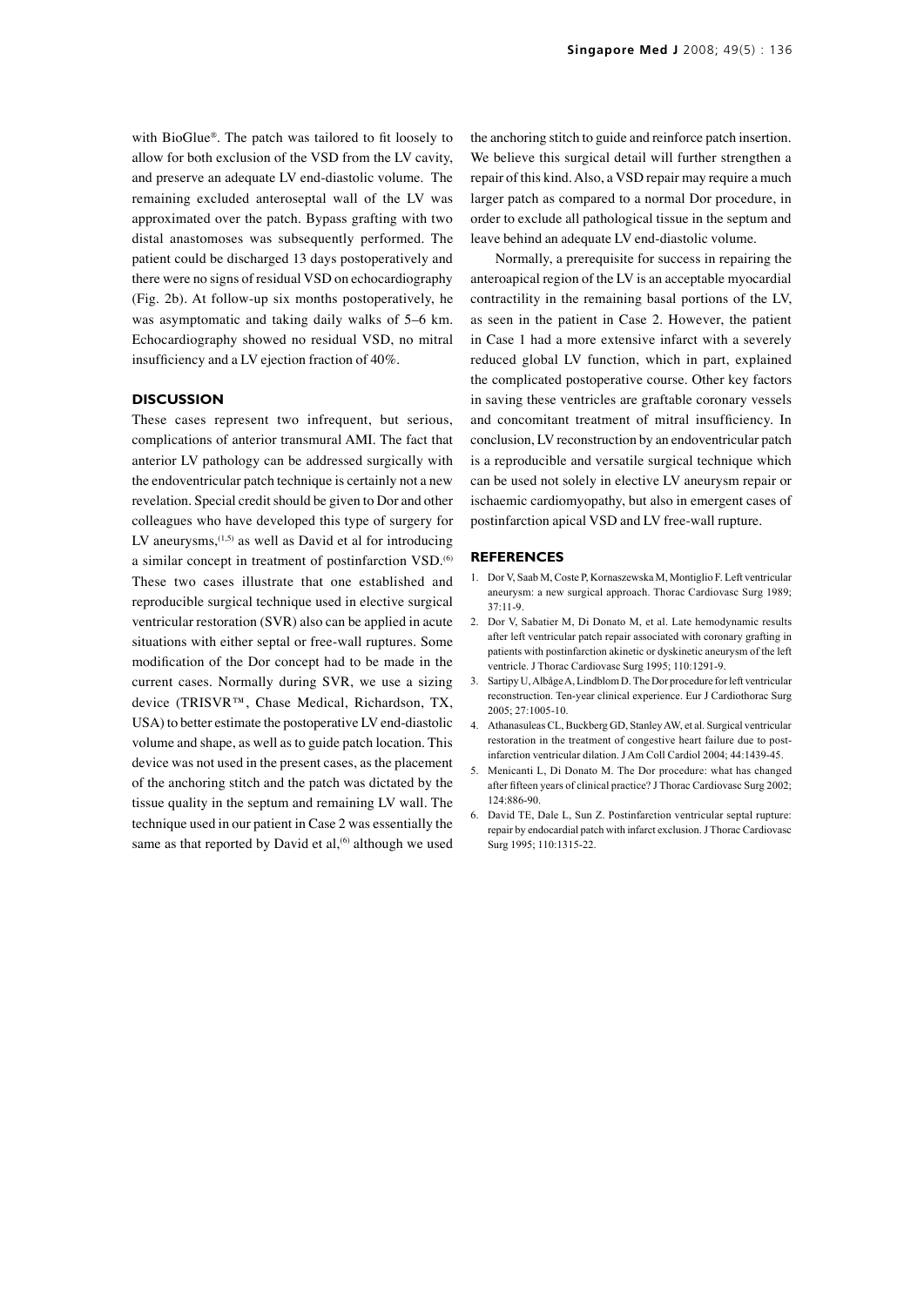with BioGlue®. The patch was tailored to fit loosely to allow for both exclusion of the VSD from the LV cavity, and preserve an adequate LV end-diastolic volume. The remaining excluded anteroseptal wall of the LV was approximated over the patch. Bypass grafting with two distal anastomoses was subsequently performed. The patient could be discharged 13 days postoperatively and there were no signs of residual VSD on echocardiography (Fig. 2b). At follow-up six months postoperatively, he was asymptomatic and taking daily walks of 5–6 km. Echocardiography showed no residual VSD, no mitral insufficiency and a LV ejection fraction of 40%.

## DISCUSSION

These cases represent two infrequent, but serious, complications of anterior transmural AMI. The fact that anterior LV pathology can be addressed surgically with the endoventricular patch technique is certainly not a new revelation. Special credit should be given to Dor and other colleagues who have developed this type of surgery for LV aneurysms,[1,5] as well as David et al for introducing a similar concept in treatment of postinfarction VSD.[6] These two cases illustrate that one established and reproducible surgical technique used in elective surgical ventricular restoration (SVR) also can be applied in acute situations with either septal or free-wall ruptures. Some modification of the Dor concept had to be made in the current cases. Normally during SVR, we use a sizing device (TRISVR™, Chase Medical, Richardson, TX, USA) to better estimate the postoperative LV end-diastolic volume and shape, as well as to guide patch location. This device was not used in the present cases, as the placement of the anchoring stitch and the patch was dictated by the tissue quality in the septum and remaining LV wall. The technique used in our patient in Case 2 was essentially the same as that reported by David et al,[6] although we used the anchoring stitch to guide and reinforce patch insertion. We believe this surgical detail will further strengthen a repair of this kind. Also, a VSD repair may require a much larger patch as compared to a normal Dor procedure, in order to exclude all pathological tissue in the septum and leave behind an adequate LV end-diastolic volume.

Normally, a prerequisite for success in repairing the anteroapical region of the LV is an acceptable myocardial contractility in the remaining basal portions of the LV, as seen in the patient in Case 2. However, the patient in Case 1 had a more extensive infarct with a severely reduced global LV function, which in part, explained the complicated postoperative course. Other key factors in saving these ventricles are graftable coronary vessels and concomitant treatment of mitral insufficiency. In conclusion, LV reconstruction by an endoventricular patch is a reproducible and versatile surgical technique which can be used not solely in elective LV aneurysm repair or ischaemic cardiomyopathy, but also in emergent cases of postinfarction apical VSD and LV free-wall rupture.

## REFERENCES

1. Dor V, Saab M, Coste P, Kornaszewska M, Montiglio F. Left ventricular aneurysm: a new surgical approach. Thorac Cardiovasc Surg 1989; 37:11-9.
2. Dor V, Sabatier M, Di Donato M, et al. Late hemodynamic results after left ventricular patch repair associated with coronary grafting in patients with postinfarction akinetic or dyskinetic aneurysm of the left ventricle. J Thorac Cardiovasc Surg 1995; 110:1291-9.
3. Sartipy U, Albåge A, Lindblom D. The Dor procedure for left ventricular reconstruction. Ten-year clinical experience. Eur J Cardiothorac Surg 2005; 27:1005-10.
4. Athanasuleas CL, Buckberg GD, Stanley AW, et al. Surgical ventricular restoration in the treatment of congestive heart failure due to post-infarction ventricular dilation. J Am Coll Cardiol 2004; 44:1439-45.
5. Menicanti L, Di Donato M. The Dor procedure: what has changed after fifteen years of clinical practice? J Thorac Cardiovasc Surg 2002; 124:886-90.
6. David TE, Dale L, Sun Z. Postinfarction ventricular septal rupture: repair by endocardial patch with infarct exclusion. J Thorac Cardiovasc Surg 1995; 110:1315-22.